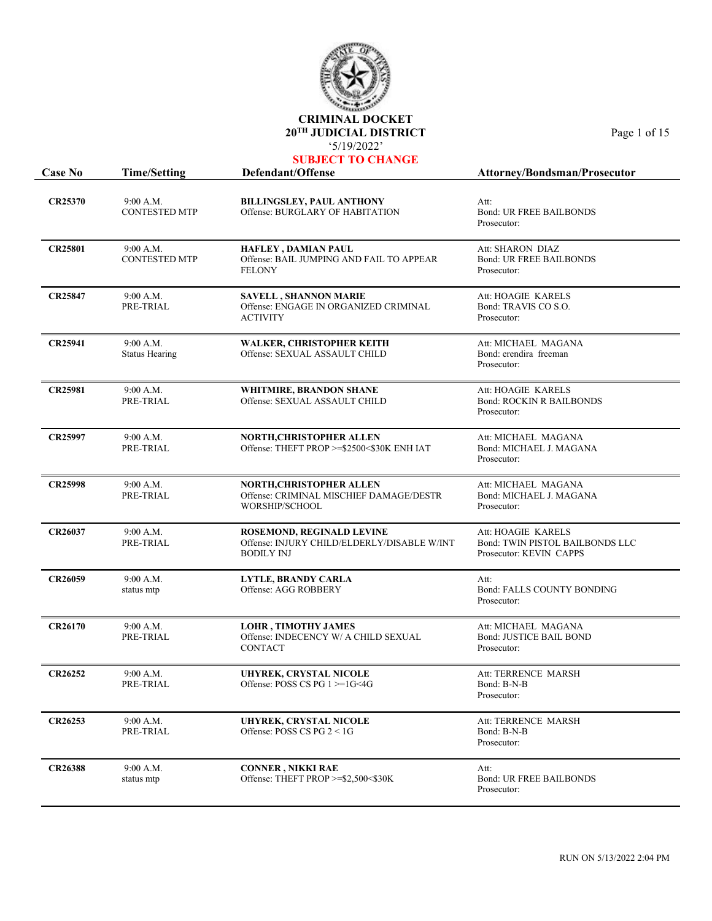# CRIMINAL DOCKET
## 20TH JUDICIAL DISTRICT
'5/19/2022'

**SUBJECT TO CHANGE**

| Case No | Time/Setting | Defendant/Offense | Attorney/Bondsman/Prosecutor |
|---|---|---|---|
| **CR25370** | 9:00 A.M.<br>CONTESTED MTP | **BILLINGSLEY, PAUL ANTHONY**<br>Offense: BURGLARY OF HABITATION | Att:<br>Bond: UR FREE BAILBONDS<br>Prosecutor: |
| **CR25801** | 9:00 A.M.<br>CONTESTED MTP | **HAFLEY , DAMIAN PAUL**<br>Offense: BAIL JUMPING AND FAIL TO APPEAR FELONY | Att: SHARON DIAZ<br>Bond: UR FREE BAILBONDS<br>Prosecutor: |
| **CR25847** | 9:00 A.M.<br>PRE-TRIAL | **SAVELL , SHANNON MARIE**<br>Offense: ENGAGE IN ORGANIZED CRIMINAL ACTIVITY | Att: HOAGIE KARELS<br>Bond: TRAVIS CO S.O.<br>Prosecutor: |
| **CR25941** | 9:00 A.M.<br>Status Hearing | **WALKER, CHRISTOPHER KEITH**<br>Offense: SEXUAL ASSAULT CHILD | Att: MICHAEL MAGANA<br>Bond: erendira freeman<br>Prosecutor: |
| **CR25981** | 9:00 A.M.<br>PRE-TRIAL | **WHITMIRE, BRANDON SHANE**<br>Offense: SEXUAL ASSAULT CHILD | Att: HOAGIE KARELS<br>Bond: ROCKIN R BAILBONDS<br>Prosecutor: |
| **CR25997** | 9:00 A.M.<br>PRE-TRIAL | **NORTH,CHRISTOPHER ALLEN**<br>Offense: THEFT PROP >=$2500<$30K ENH IAT | Att: MICHAEL MAGANA<br>Bond: MICHAEL J. MAGANA<br>Prosecutor: |
| **CR25998** | 9:00 A.M.<br>PRE-TRIAL | **NORTH,CHRISTOPHER ALLEN**<br>Offense: CRIMINAL MISCHIEF DAMAGE/DESTR WORSHIP/SCHOOL | Att: MICHAEL MAGANA<br>Bond: MICHAEL J. MAGANA<br>Prosecutor: |
| **CR26037** | 9:00 A.M.<br>PRE-TRIAL | **ROSEMOND, REGINALD LEVINE**<br>Offense: INJURY CHILD/ELDERLY/DISABLE W/INT BODILY INJ | Att: HOAGIE KARELS<br>Bond: TWIN PISTOL BAILBONDS LLC<br>Prosecutor: KEVIN CAPPS |
| **CR26059** | 9:00 A.M.<br>status mtp | **LYTLE, BRANDY CARLA**<br>Offense: AGG ROBBERY | Att:<br>Bond: FALLS COUNTY BONDING<br>Prosecutor: |
| **CR26170** | 9:00 A.M.<br>PRE-TRIAL | **LOHR , TIMOTHY JAMES**<br>Offense: INDECENCY W/ A CHILD SEXUAL CONTACT | Att: MICHAEL MAGANA<br>Bond: JUSTICE BAIL BOND<br>Prosecutor: |
| **CR26252** | 9:00 A.M.<br>PRE-TRIAL | **UHYREK, CRYSTAL NICOLE**<br>Offense: POSS CS PG 1 >=1G<4G | Att: TERRENCE MARSH<br>Bond: B-N-B<br>Prosecutor: |
| **CR26253** | 9:00 A.M.<br>PRE-TRIAL | **UHYREK, CRYSTAL NICOLE**<br>Offense: POSS CS PG 2 < 1G | Att: TERRENCE MARSH<br>Bond: B-N-B<br>Prosecutor: |
| **CR26388** | 9:00 A.M.<br>status mtp | **CONNER , NIKKI RAE**<br>Offense: THEFT PROP >=$2,500<$30K | Att:<br>Bond: UR FREE BAILBONDS<br>Prosecutor: |

RUN ON 5/13/2022 2:04 PM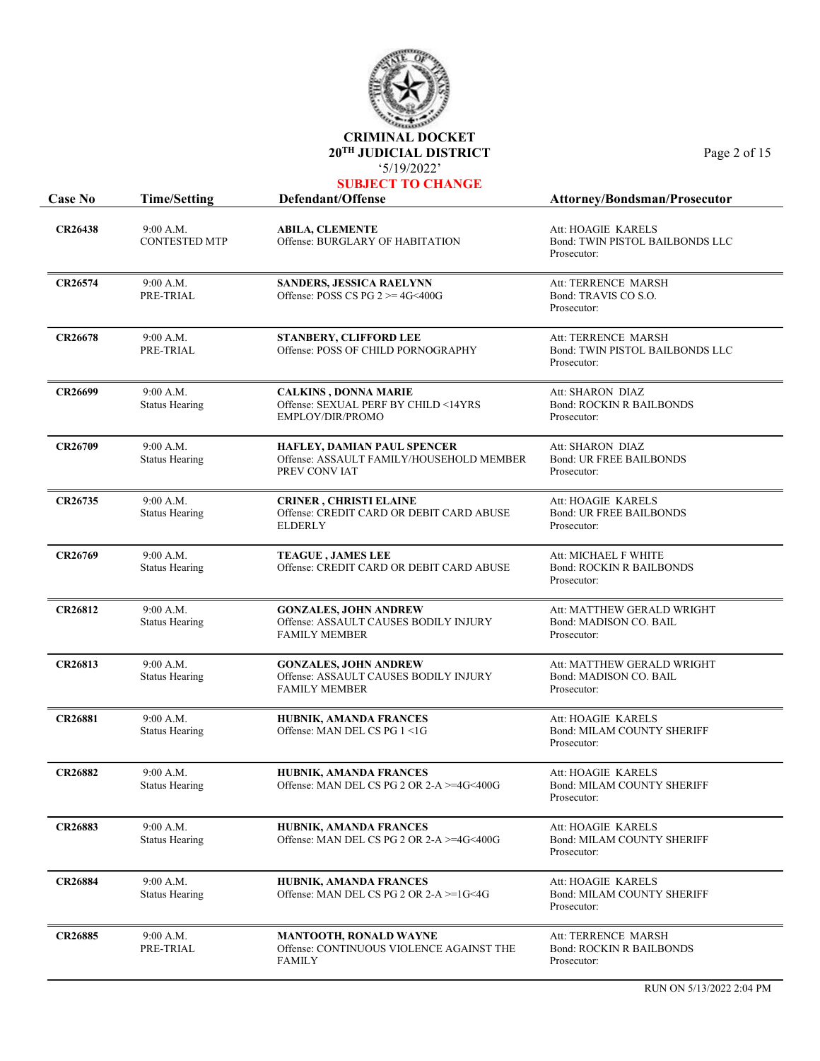**CRIMINAL DOCKET**
**20TH JUDICIAL DISTRICT**
'5/19/2022'
**SUBJECT TO CHANGE**

| Case No | Time/Setting | Defendant/Offense | Attorney/Bondsman/Prosecutor |
|---|---|---|---|
| **CR26438** | 9:00 A.M.<br>CONTESTED MTP | **ABILA, CLEMENTE**<br>Offense: BURGLARY OF HABITATION | Att: HOAGIE KARELS<br>Bond: TWIN PISTOL BAILBONDS LLC<br>Prosecutor: |
| **CR26574** | 9:00 A.M.<br>PRE-TRIAL | **SANDERS, JESSICA RAELYNN**<br>Offense: POSS CS PG 2 >= 4G<400G | Att: TERRENCE MARSH<br>Bond: TRAVIS CO S.O.<br>Prosecutor: |
| **CR26678** | 9:00 A.M.<br>PRE-TRIAL | **STANBERY, CLIFFORD LEE**<br>Offense: POSS OF CHILD PORNOGRAPHY | Att: TERRENCE MARSH<br>Bond: TWIN PISTOL BAILBONDS LLC<br>Prosecutor: |
| **CR26699** | 9:00 A.M.<br>Status Hearing | **CALKINS , DONNA MARIE**<br>Offense: SEXUAL PERF BY CHILD <14YRS EMPLOY/DIR/PROMO | Att: SHARON DIAZ<br>Bond: ROCKIN R BAILBONDS<br>Prosecutor: |
| **CR26709** | 9:00 A.M.<br>Status Hearing | **HAFLEY, DAMIAN PAUL SPENCER**<br>Offense: ASSAULT FAMILY/HOUSEHOLD MEMBER PREV CONV IAT | Att: SHARON DIAZ<br>Bond: UR FREE BAILBONDS<br>Prosecutor: |
| **CR26735** | 9:00 A.M.<br>Status Hearing | **CRINER , CHRISTI ELAINE**<br>Offense: CREDIT CARD OR DEBIT CARD ABUSE ELDERLY | Att: HOAGIE KARELS<br>Bond: UR FREE BAILBONDS<br>Prosecutor: |
| **CR26769** | 9:00 A.M.<br>Status Hearing | **TEAGUE , JAMES LEE**<br>Offense: CREDIT CARD OR DEBIT CARD ABUSE | Att: MICHAEL F WHITE<br>Bond: ROCKIN R BAILBONDS<br>Prosecutor: |
| **CR26812** | 9:00 A.M.<br>Status Hearing | **GONZALES, JOHN ANDREW**<br>Offense: ASSAULT CAUSES BODILY INJURY FAMILY MEMBER | Att: MATTHEW GERALD WRIGHT<br>Bond: MADISON CO. BAIL<br>Prosecutor: |
| **CR26813** | 9:00 A.M.<br>Status Hearing | **GONZALES, JOHN ANDREW**<br>Offense: ASSAULT CAUSES BODILY INJURY FAMILY MEMBER | Att: MATTHEW GERALD WRIGHT<br>Bond: MADISON CO. BAIL<br>Prosecutor: |
| **CR26881** | 9:00 A.M.<br>Status Hearing | **HUBNIK, AMANDA FRANCES**<br>Offense: MAN DEL CS PG 1 <1G | Att: HOAGIE KARELS<br>Bond: MILAM COUNTY SHERIFF<br>Prosecutor: |
| **CR26882** | 9:00 A.M.<br>Status Hearing | **HUBNIK, AMANDA FRANCES**<br>Offense: MAN DEL CS PG 2 OR 2-A >=4G<400G | Att: HOAGIE KARELS<br>Bond: MILAM COUNTY SHERIFF<br>Prosecutor: |
| **CR26883** | 9:00 A.M.<br>Status Hearing | **HUBNIK, AMANDA FRANCES**<br>Offense: MAN DEL CS PG 2 OR 2-A >=4G<400G | Att: HOAGIE KARELS<br>Bond: MILAM COUNTY SHERIFF<br>Prosecutor: |
| **CR26884** | 9:00 A.M.<br>Status Hearing | **HUBNIK, AMANDA FRANCES**<br>Offense: MAN DEL CS PG 2 OR 2-A >=1G<4G | Att: HOAGIE KARELS<br>Bond: MILAM COUNTY SHERIFF<br>Prosecutor: |
| **CR26885** | 9:00 A.M.<br>PRE-TRIAL | **MANTOOTH, RONALD WAYNE**<br>Offense: CONTINUOUS VIOLENCE AGAINST THE FAMILY | Att: TERRENCE MARSH<br>Bond: ROCKIN R BAILBONDS<br>Prosecutor: |

RUN ON 5/13/2022 2:04 PM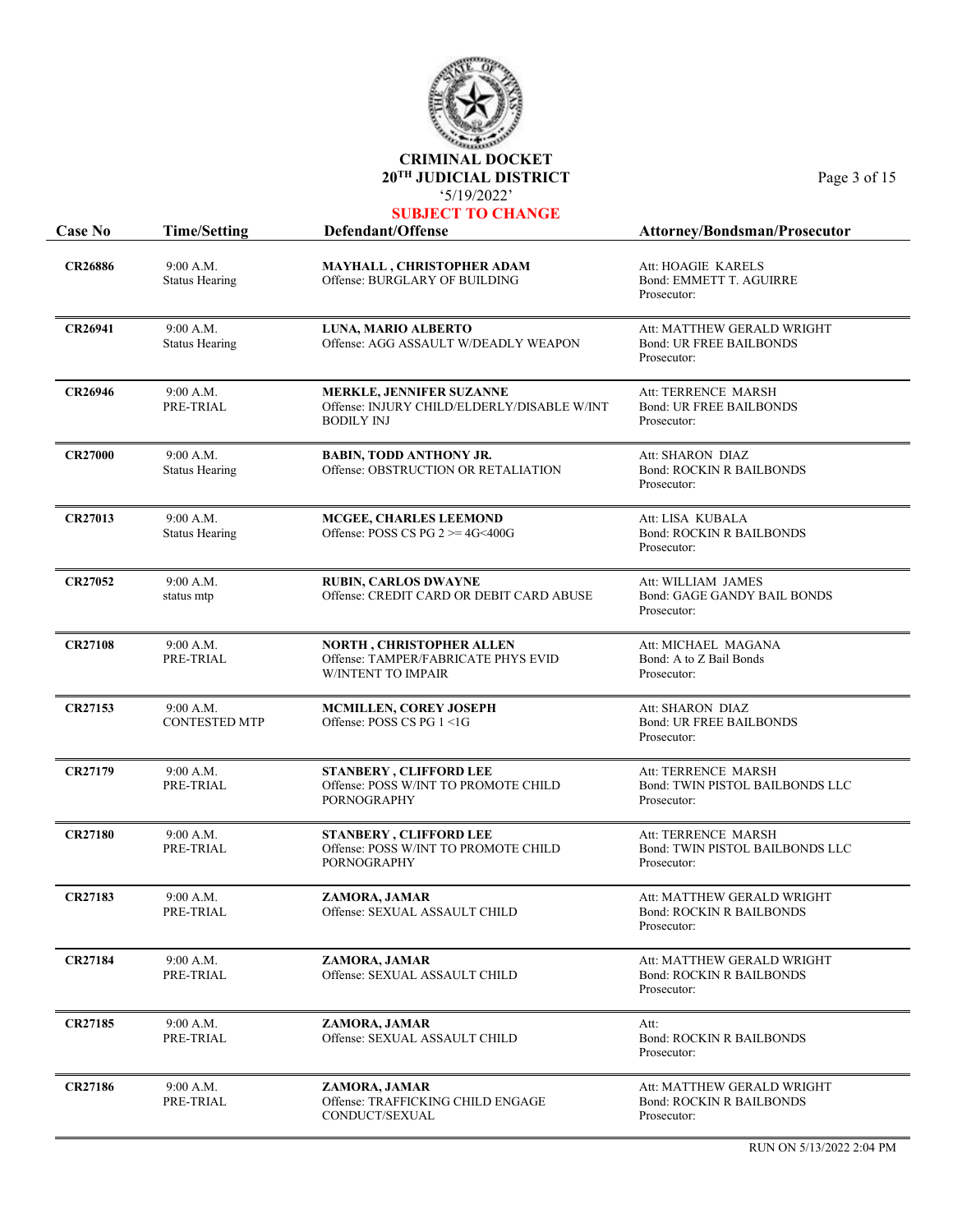# CRIMINAL DOCKET
## 20TH JUDICIAL DISTRICT
'5/19/2022'

**SUBJECT TO CHANGE**

| Case No | Time/Setting | Defendant/Offense | Attorney/Bondsman/Prosecutor |
|---|---|---|---|
| **CR26886** | 9:00 A.M.<br>Status Hearing | **MAYHALL , CHRISTOPHER ADAM**<br>Offense: BURGLARY OF BUILDING | Att: HOAGIE KARELS<br>Bond: EMMETT T. AGUIRRE<br>Prosecutor: |
| **CR26941** | 9:00 A.M.<br>Status Hearing | **LUNA, MARIO ALBERTO**<br>Offense: AGG ASSAULT W/DEADLY WEAPON | Att: MATTHEW GERALD WRIGHT<br>Bond: UR FREE BAILBONDS<br>Prosecutor: |
| **CR26946** | 9:00 A.M.<br>PRE-TRIAL | **MERKLE, JENNIFER SUZANNE**<br>Offense: INJURY CHILD/ELDERLY/DISABLE W/INT BODILY INJ | Att: TERRENCE MARSH<br>Bond: UR FREE BAILBONDS<br>Prosecutor: |
| **CR27000** | 9:00 A.M.<br>Status Hearing | **BABIN, TODD ANTHONY JR.**<br>Offense: OBSTRUCTION OR RETALIATION | Att: SHARON DIAZ<br>Bond: ROCKIN R BAILBONDS<br>Prosecutor: |
| **CR27013** | 9:00 A.M.<br>Status Hearing | **MCGEE, CHARLES LEEMOND**<br>Offense: POSS CS PG 2 >= 4G<400G | Att: LISA KUBALA<br>Bond: ROCKIN R BAILBONDS<br>Prosecutor: |
| **CR27052** | 9:00 A.M.<br>status mtp | **RUBIN, CARLOS DWAYNE**<br>Offense: CREDIT CARD OR DEBIT CARD ABUSE | Att: WILLIAM JAMES<br>Bond: GAGE GANDY BAIL BONDS<br>Prosecutor: |
| **CR27108** | 9:00 A.M.<br>PRE-TRIAL | **NORTH , CHRISTOPHER ALLEN**<br>Offense: TAMPER/FABRICATE PHYS EVID W/INTENT TO IMPAIR | Att: MICHAEL MAGANA<br>Bond: A to Z Bail Bonds<br>Prosecutor: |
| **CR27153** | 9:00 A.M.<br>CONTESTED MTP | **MCMILLEN, COREY JOSEPH**<br>Offense: POSS CS PG 1 <1G | Att: SHARON DIAZ<br>Bond: UR FREE BAILBONDS<br>Prosecutor: |
| **CR27179** | 9:00 A.M.<br>PRE-TRIAL | **STANBERY , CLIFFORD LEE**<br>Offense: POSS W/INT TO PROMOTE CHILD PORNOGRAPHY | Att: TERRENCE MARSH<br>Bond: TWIN PISTOL BAILBONDS LLC<br>Prosecutor: |
| **CR27180** | 9:00 A.M.<br>PRE-TRIAL | **STANBERY , CLIFFORD LEE**<br>Offense: POSS W/INT TO PROMOTE CHILD PORNOGRAPHY | Att: TERRENCE MARSH<br>Bond: TWIN PISTOL BAILBONDS LLC<br>Prosecutor: |
| **CR27183** | 9:00 A.M.<br>PRE-TRIAL | **ZAMORA, JAMAR**<br>Offense: SEXUAL ASSAULT CHILD | Att: MATTHEW GERALD WRIGHT<br>Bond: ROCKIN R BAILBONDS<br>Prosecutor: |
| **CR27184** | 9:00 A.M.<br>PRE-TRIAL | **ZAMORA, JAMAR**<br>Offense: SEXUAL ASSAULT CHILD | Att: MATTHEW GERALD WRIGHT<br>Bond: ROCKIN R BAILBONDS<br>Prosecutor: |
| **CR27185** | 9:00 A.M.<br>PRE-TRIAL | **ZAMORA, JAMAR**<br>Offense: SEXUAL ASSAULT CHILD | Att:<br>Bond: ROCKIN R BAILBONDS<br>Prosecutor: |
| **CR27186** | 9:00 A.M.<br>PRE-TRIAL | **ZAMORA, JAMAR**<br>Offense: TRAFFICKING CHILD ENGAGE CONDUCT/SEXUAL | Att: MATTHEW GERALD WRIGHT<br>Bond: ROCKIN R BAILBONDS<br>Prosecutor: |

RUN ON 5/13/2022 2:04 PM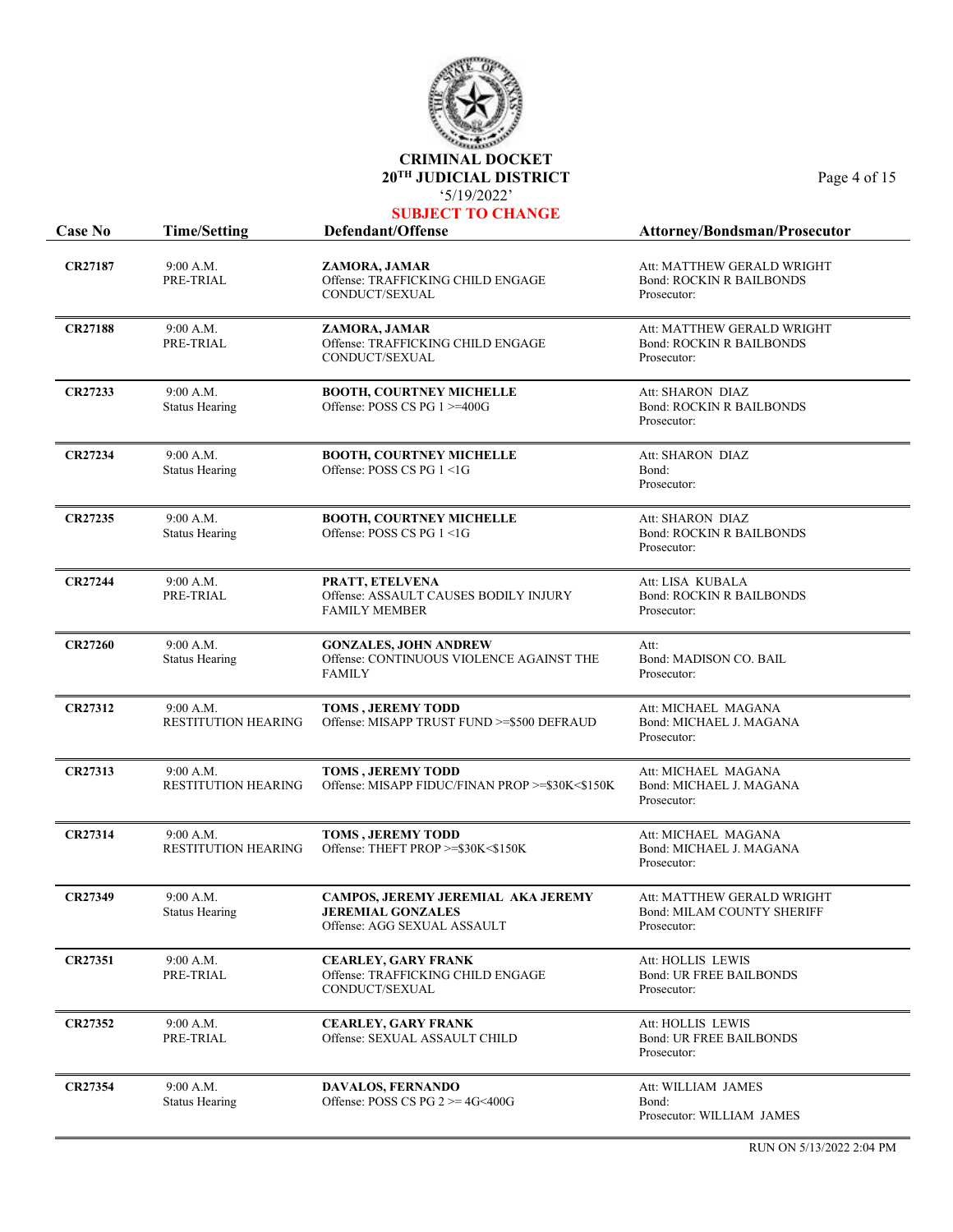# CRIMINAL DOCKET

## 20TH JUDICIAL DISTRICT

'5/19/2022'

**SUBJECT TO CHANGE**

| Case No | Time/Setting | Defendant/Offense | Attorney/Bondsman/Prosecutor |
|---|---|---|---|
| **CR27187** | 9:00 A.M.<br>PRE-TRIAL | **ZAMORA, JAMAR**<br>Offense: TRAFFICKING CHILD ENGAGE CONDUCT/SEXUAL | Att: MATTHEW GERALD WRIGHT<br>Bond: ROCKIN R BAILBONDS<br>Prosecutor: |
| **CR27188** | 9:00 A.M.<br>PRE-TRIAL | **ZAMORA, JAMAR**<br>Offense: TRAFFICKING CHILD ENGAGE CONDUCT/SEXUAL | Att: MATTHEW GERALD WRIGHT<br>Bond: ROCKIN R BAILBONDS<br>Prosecutor: |
| **CR27233** | 9:00 A.M.<br>Status Hearing | **BOOTH, COURTNEY MICHELLE**<br>Offense: POSS CS PG 1 >=400G | Att: SHARON DIAZ<br>Bond: ROCKIN R BAILBONDS<br>Prosecutor: |
| **CR27234** | 9:00 A.M.<br>Status Hearing | **BOOTH, COURTNEY MICHELLE**<br>Offense: POSS CS PG 1 <1G | Att: SHARON DIAZ<br>Bond:<br>Prosecutor: |
| **CR27235** | 9:00 A.M.<br>Status Hearing | **BOOTH, COURTNEY MICHELLE**<br>Offense: POSS CS PG 1 <1G | Att: SHARON DIAZ<br>Bond: ROCKIN R BAILBONDS<br>Prosecutor: |
| **CR27244** | 9:00 A.M.<br>PRE-TRIAL | **PRATT, ETELVENA**<br>Offense: ASSAULT CAUSES BODILY INJURY FAMILY MEMBER | Att: LISA KUBALA<br>Bond: ROCKIN R BAILBONDS<br>Prosecutor: |
| **CR27260** | 9:00 A.M.<br>Status Hearing | **GONZALES, JOHN ANDREW**<br>Offense: CONTINUOUS VIOLENCE AGAINST THE FAMILY | Att:<br>Bond: MADISON CO. BAIL<br>Prosecutor: |
| **CR27312** | 9:00 A.M.<br>RESTITUTION HEARING | **TOMS , JEREMY TODD**<br>Offense: MISAPP TRUST FUND >=$500 DEFRAUD | Att: MICHAEL MAGANA<br>Bond: MICHAEL J. MAGANA<br>Prosecutor: |
| **CR27313** | 9:00 A.M.<br>RESTITUTION HEARING | **TOMS , JEREMY TODD**<br>Offense: MISAPP FIDUC/FINAN PROP >=$30K<$150K | Att: MICHAEL MAGANA<br>Bond: MICHAEL J. MAGANA<br>Prosecutor: |
| **CR27314** | 9:00 A.M.<br>RESTITUTION HEARING | **TOMS , JEREMY TODD**<br>Offense: THEFT PROP >=$30K<$150K | Att: MICHAEL MAGANA<br>Bond: MICHAEL J. MAGANA<br>Prosecutor: |
| **CR27349** | 9:00 A.M.<br>Status Hearing | **CAMPOS, JEREMY JEREMIAL AKA JEREMY JEREMIAL GONZALES**<br>Offense: AGG SEXUAL ASSAULT | Att: MATTHEW GERALD WRIGHT<br>Bond: MILAM COUNTY SHERIFF<br>Prosecutor: |
| **CR27351** | 9:00 A.M.<br>PRE-TRIAL | **CEARLEY, GARY FRANK**<br>Offense: TRAFFICKING CHILD ENGAGE CONDUCT/SEXUAL | Att: HOLLIS LEWIS<br>Bond: UR FREE BAILBONDS<br>Prosecutor: |
| **CR27352** | 9:00 A.M.<br>PRE-TRIAL | **CEARLEY, GARY FRANK**<br>Offense: SEXUAL ASSAULT CHILD | Att: HOLLIS LEWIS<br>Bond: UR FREE BAILBONDS<br>Prosecutor: |
| **CR27354** | 9:00 A.M.<br>Status Hearing | **DAVALOS, FERNANDO**<br>Offense: POSS CS PG 2 >= 4G<400G | Att: WILLIAM JAMES<br>Bond:<br>Prosecutor: WILLIAM JAMES |

RUN ON 5/13/2022 2:04 PM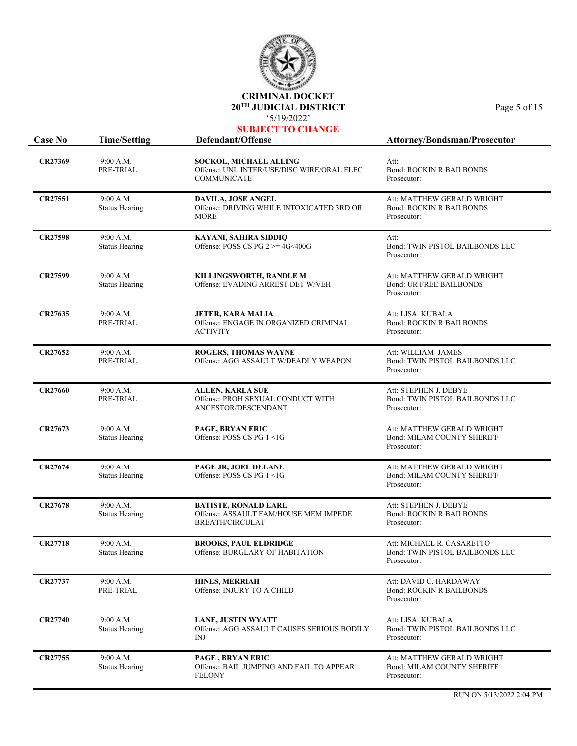# CRIMINAL DOCKET
## 20TH JUDICIAL DISTRICT
'5/19/2022'

**SUBJECT TO CHANGE**

| Case No | Time/Setting | Defendant/Offense | Attorney/Bondsman/Prosecutor |
|---|---|---|---|
| **CR27369** | 9:00 A.M.<br>PRE-TRIAL | **SOCKOL, MICHAEL ALLING**<br>Offense: UNL INTER/USE/DISC WIRE/ORAL ELEC COMMUNICATE | Att:<br>Bond: ROCKIN R BAILBONDS<br>Prosecutor: |
| **CR27551** | 9:00 A.M.<br>Status Hearing | **DAVILA, JOSE ANGEL**<br>Offense: DRIVING WHILE INTOXICATED 3RD OR MORE | Att: MATTHEW GERALD WRIGHT<br>Bond: ROCKIN R BAILBONDS<br>Prosecutor: |
| **CR27598** | 9:00 A.M.<br>Status Hearing | **KAYANI, SAHIRA SIDDIQ**<br>Offense: POSS CS PG 2 >= 4G<400G | Att:<br>Bond: TWIN PISTOL BAILBONDS LLC<br>Prosecutor: |
| **CR27599** | 9:00 A.M.<br>Status Hearing | **KILLINGSWORTH, RANDLE M**<br>Offense: EVADING ARREST DET W/VEH | Att: MATTHEW GERALD WRIGHT<br>Bond: UR FREE BAILBONDS<br>Prosecutor: |
| **CR27635** | 9:00 A.M.<br>PRE-TRIAL | **JETER, KARA MALIA**<br>Offense: ENGAGE IN ORGANIZED CRIMINAL ACTIVITY | Att: LISA KUBALA<br>Bond: ROCKIN R BAILBONDS<br>Prosecutor: |
| **CR27652** | 9:00 A.M.<br>PRE-TRIAL | **ROGERS, THOMAS WAYNE**<br>Offense: AGG ASSAULT W/DEADLY WEAPON | Att: WILLIAM JAMES<br>Bond: TWIN PISTOL BAILBONDS LLC<br>Prosecutor: |
| **CR27660** | 9:00 A.M.<br>PRE-TRIAL | **ALLEN, KARLA SUE**<br>Offense: PROH SEXUAL CONDUCT WITH ANCESTOR/DESCENDANT | Att: STEPHEN J. DEBYE<br>Bond: TWIN PISTOL BAILBONDS LLC<br>Prosecutor: |
| **CR27673** | 9:00 A.M.<br>Status Hearing | **PAGE, BRYAN ERIC**<br>Offense: POSS CS PG 1 <1G | Att: MATTHEW GERALD WRIGHT<br>Bond: MILAM COUNTY SHERIFF<br>Prosecutor: |
| **CR27674** | 9:00 A.M.<br>Status Hearing | **PAGE JR, JOEL DELANE**<br>Offense: POSS CS PG 1 <1G | Att: MATTHEW GERALD WRIGHT<br>Bond: MILAM COUNTY SHERIFF<br>Prosecutor: |
| **CR27678** | 9:00 A.M.<br>Status Hearing | **BATISTE, RONALD EARL**<br>Offense: ASSAULT FAM/HOUSE MEM IMPEDE BREATH/CIRCULAT | Att: STEPHEN J. DEBYE<br>Bond: ROCKIN R BAILBONDS<br>Prosecutor: |
| **CR27718** | 9:00 A.M.<br>Status Hearing | **BROOKS, PAUL ELDRIDGE**<br>Offense: BURGLARY OF HABITATION | Att: MICHAEL R. CASARETTO<br>Bond: TWIN PISTOL BAILBONDS LLC<br>Prosecutor: |
| **CR27737** | 9:00 A.M.<br>PRE-TRIAL | **HINES, MERRIAH**<br>Offense: INJURY TO A CHILD | Att: DAVID C. HARDAWAY<br>Bond: ROCKIN R BAILBONDS<br>Prosecutor: |
| **CR27740** | 9:00 A.M.<br>Status Hearing | **LANE, JUSTIN WYATT**<br>Offense: AGG ASSAULT CAUSES SERIOUS BODILY INJ | Att: LISA KUBALA<br>Bond: TWIN PISTOL BAILBONDS LLC<br>Prosecutor: |
| **CR27755** | 9:00 A.M.<br>Status Hearing | **PAGE , BRYAN ERIC**<br>Offense: BAIL JUMPING AND FAIL TO APPEAR FELONY | Att: MATTHEW GERALD WRIGHT<br>Bond: MILAM COUNTY SHERIFF<br>Prosecutor: |

RUN ON 5/13/2022 2:04 PM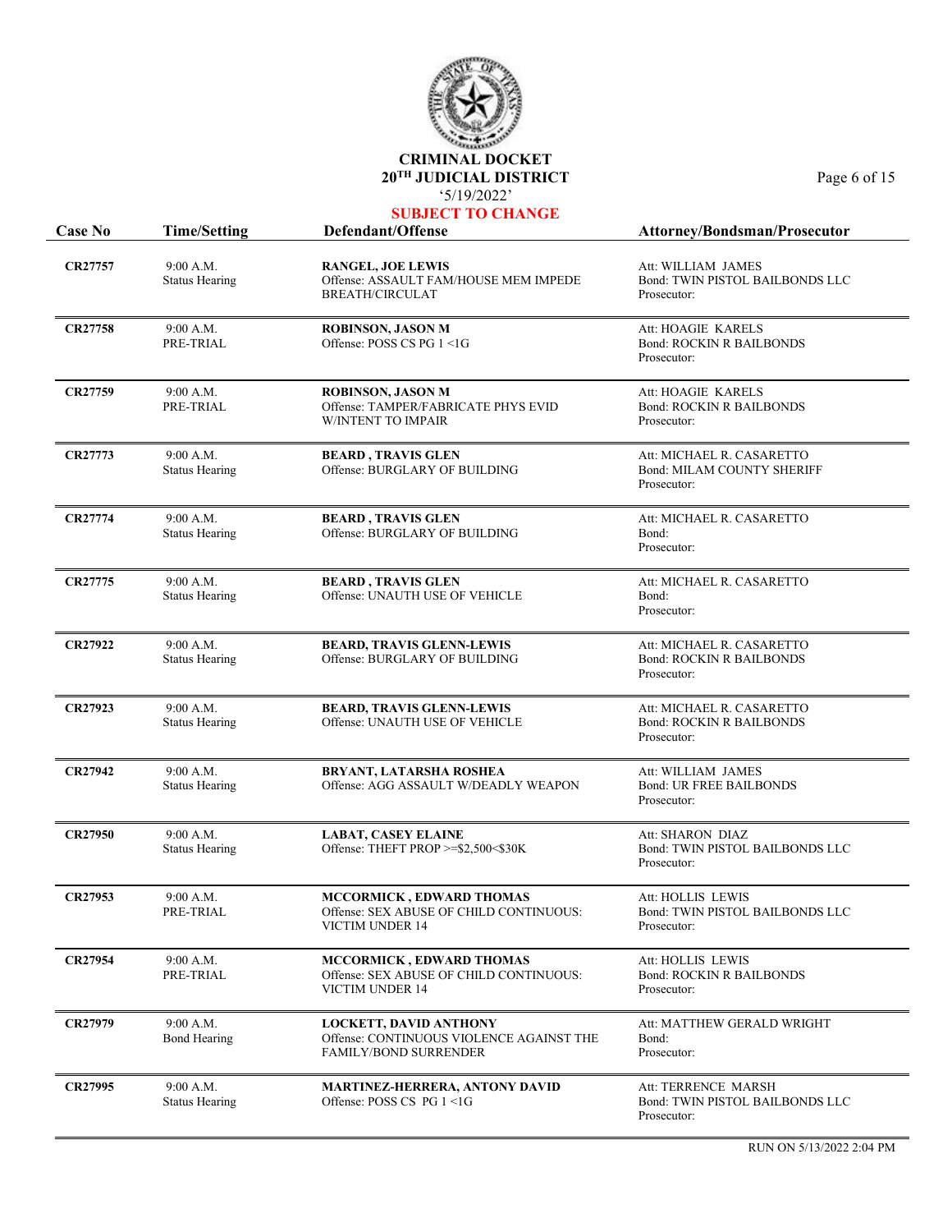**CRIMINAL DOCKET**
**20TH JUDICIAL DISTRICT**
'5/19/2022'
**SUBJECT TO CHANGE**

| Case No | Time/Setting | Defendant/Offense | Attorney/Bondsman/Prosecutor |
|---|---|---|---|
| **CR27757** | 9:00 A.M.<br>Status Hearing | **RANGEL, JOE LEWIS**<br>Offense: ASSAULT FAM/HOUSE MEM IMPEDE BREATH/CIRCULAT | Att: WILLIAM JAMES<br>Bond: TWIN PISTOL BAILBONDS LLC<br>Prosecutor: |
| **CR27758** | 9:00 A.M.<br>PRE-TRIAL | **ROBINSON, JASON M**<br>Offense: POSS CS PG 1 <1G | Att: HOAGIE KARELS<br>Bond: ROCKIN R BAILBONDS<br>Prosecutor: |
| **CR27759** | 9:00 A.M.<br>PRE-TRIAL | **ROBINSON, JASON M**<br>Offense: TAMPER/FABRICATE PHYS EVID W/INTENT TO IMPAIR | Att: HOAGIE KARELS<br>Bond: ROCKIN R BAILBONDS<br>Prosecutor: |
| **CR27773** | 9:00 A.M.<br>Status Hearing | **BEARD , TRAVIS GLEN**<br>Offense: BURGLARY OF BUILDING | Att: MICHAEL R. CASARETTO<br>Bond: MILAM COUNTY SHERIFF<br>Prosecutor: |
| **CR27774** | 9:00 A.M.<br>Status Hearing | **BEARD , TRAVIS GLEN**<br>Offense: BURGLARY OF BUILDING | Att: MICHAEL R. CASARETTO<br>Bond:<br>Prosecutor: |
| **CR27775** | 9:00 A.M.<br>Status Hearing | **BEARD , TRAVIS GLEN**<br>Offense: UNAUTH USE OF VEHICLE | Att: MICHAEL R. CASARETTO<br>Bond:<br>Prosecutor: |
| **CR27922** | 9:00 A.M.<br>Status Hearing | **BEARD, TRAVIS GLENN-LEWIS**<br>Offense: BURGLARY OF BUILDING | Att: MICHAEL R. CASARETTO<br>Bond: ROCKIN R BAILBONDS<br>Prosecutor: |
| **CR27923** | 9:00 A.M.<br>Status Hearing | **BEARD, TRAVIS GLENN-LEWIS**<br>Offense: UNAUTH USE OF VEHICLE | Att: MICHAEL R. CASARETTO<br>Bond: ROCKIN R BAILBONDS<br>Prosecutor: |
| **CR27942** | 9:00 A.M.<br>Status Hearing | **BRYANT, LATARSHA ROSHEA**<br>Offense: AGG ASSAULT W/DEADLY WEAPON | Att: WILLIAM JAMES<br>Bond: UR FREE BAILBONDS<br>Prosecutor: |
| **CR27950** | 9:00 A.M.<br>Status Hearing | **LABAT, CASEY ELAINE**<br>Offense: THEFT PROP >=$2,500<$30K | Att: SHARON DIAZ<br>Bond: TWIN PISTOL BAILBONDS LLC<br>Prosecutor: |
| **CR27953** | 9:00 A.M.<br>PRE-TRIAL | **MCCORMICK , EDWARD THOMAS**<br>Offense: SEX ABUSE OF CHILD CONTINUOUS: VICTIM UNDER 14 | Att: HOLLIS LEWIS<br>Bond: TWIN PISTOL BAILBONDS LLC<br>Prosecutor: |
| **CR27954** | 9:00 A.M.<br>PRE-TRIAL | **MCCORMICK , EDWARD THOMAS**<br>Offense: SEX ABUSE OF CHILD CONTINUOUS: VICTIM UNDER 14 | Att: HOLLIS LEWIS<br>Bond: ROCKIN R BAILBONDS<br>Prosecutor: |
| **CR27979** | 9:00 A.M.<br>Bond Hearing | **LOCKETT, DAVID ANTHONY**<br>Offense: CONTINUOUS VIOLENCE AGAINST THE FAMILY/BOND SURRENDER | Att: MATTHEW GERALD WRIGHT<br>Bond:<br>Prosecutor: |
| **CR27995** | 9:00 A.M.<br>Status Hearing | **MARTINEZ-HERRERA, ANTONY DAVID**<br>Offense: POSS CS PG 1 <1G | Att: TERRENCE MARSH<br>Bond: TWIN PISTOL BAILBONDS LLC<br>Prosecutor: |

RUN ON 5/13/2022 2:04 PM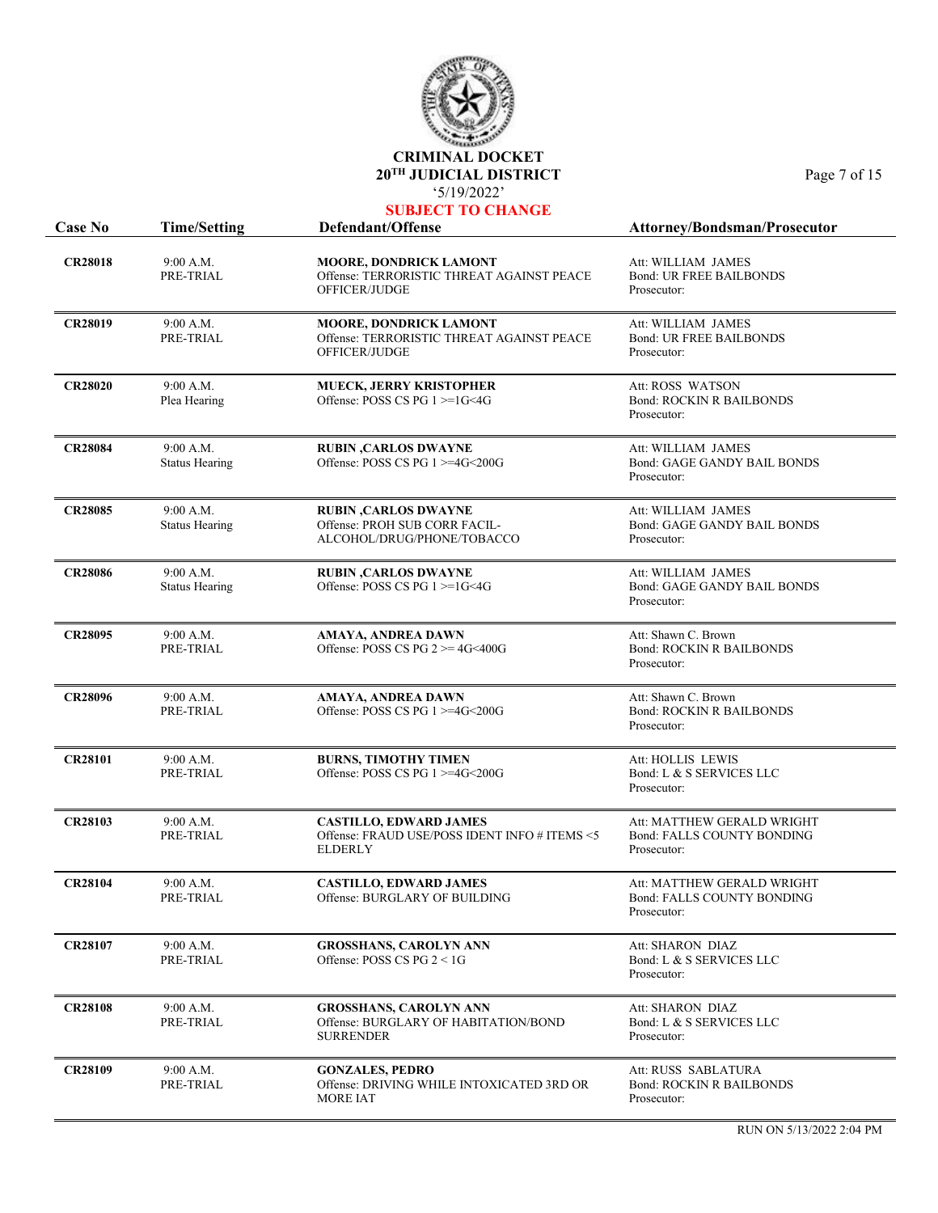# CRIMINAL DOCKET
## 20TH JUDICIAL DISTRICT
'5/19/2022'

**SUBJECT TO CHANGE**

| Case No | Time/Setting | Defendant/Offense | Attorney/Bondsman/Prosecutor |
|---|---|---|---|
| **CR28018** | 9:00 A.M.<br>PRE-TRIAL | **MOORE, DONDRICK LAMONT**<br>Offense: TERRORISTIC THREAT AGAINST PEACE OFFICER/JUDGE | Att: WILLIAM JAMES<br>Bond: UR FREE BAILBONDS<br>Prosecutor: |
| **CR28019** | 9:00 A.M.<br>PRE-TRIAL | **MOORE, DONDRICK LAMONT**<br>Offense: TERRORISTIC THREAT AGAINST PEACE OFFICER/JUDGE | Att: WILLIAM JAMES<br>Bond: UR FREE BAILBONDS<br>Prosecutor: |
| **CR28020** | 9:00 A.M.<br>Plea Hearing | **MUECK, JERRY KRISTOPHER**<br>Offense: POSS CS PG 1 >=1G<4G | Att: ROSS WATSON<br>Bond: ROCKIN R BAILBONDS<br>Prosecutor: |
| **CR28084** | 9:00 A.M.<br>Status Hearing | **RUBIN ,CARLOS DWAYNE**<br>Offense: POSS CS PG 1 >=4G<200G | Att: WILLIAM JAMES<br>Bond: GAGE GANDY BAIL BONDS<br>Prosecutor: |
| **CR28085** | 9:00 A.M.<br>Status Hearing | **RUBIN ,CARLOS DWAYNE**<br>Offense: PROH SUB CORR FACIL-ALCOHOL/DRUG/PHONE/TOBACCO | Att: WILLIAM JAMES<br>Bond: GAGE GANDY BAIL BONDS<br>Prosecutor: |
| **CR28086** | 9:00 A.M.<br>Status Hearing | **RUBIN ,CARLOS DWAYNE**<br>Offense: POSS CS PG 1 >=1G<4G | Att: WILLIAM JAMES<br>Bond: GAGE GANDY BAIL BONDS<br>Prosecutor: |
| **CR28095** | 9:00 A.M.<br>PRE-TRIAL | **AMAYA, ANDREA DAWN**<br>Offense: POSS CS PG 2 >= 4G<400G | Att: Shawn C. Brown<br>Bond: ROCKIN R BAILBONDS<br>Prosecutor: |
| **CR28096** | 9:00 A.M.<br>PRE-TRIAL | **AMAYA, ANDREA DAWN**<br>Offense: POSS CS PG 1 >=4G<200G | Att: Shawn C. Brown<br>Bond: ROCKIN R BAILBONDS<br>Prosecutor: |
| **CR28101** | 9:00 A.M.<br>PRE-TRIAL | **BURNS, TIMOTHY TIMEN**<br>Offense: POSS CS PG 1 >=4G<200G | Att: HOLLIS LEWIS<br>Bond: L & S SERVICES LLC<br>Prosecutor: |
| **CR28103** | 9:00 A.M.<br>PRE-TRIAL | **CASTILLO, EDWARD JAMES**<br>Offense: FRAUD USE/POSS IDENT INFO # ITEMS <5 ELDERLY | Att: MATTHEW GERALD WRIGHT<br>Bond: FALLS COUNTY BONDING<br>Prosecutor: |
| **CR28104** | 9:00 A.M.<br>PRE-TRIAL | **CASTILLO, EDWARD JAMES**<br>Offense: BURGLARY OF BUILDING | Att: MATTHEW GERALD WRIGHT<br>Bond: FALLS COUNTY BONDING<br>Prosecutor: |
| **CR28107** | 9:00 A.M.<br>PRE-TRIAL | **GROSSHANS, CAROLYN ANN**<br>Offense: POSS CS PG 2 < 1G | Att: SHARON DIAZ<br>Bond: L & S SERVICES LLC<br>Prosecutor: |
| **CR28108** | 9:00 A.M.<br>PRE-TRIAL | **GROSSHANS, CAROLYN ANN**<br>Offense: BURGLARY OF HABITATION/BOND SURRENDER | Att: SHARON DIAZ<br>Bond: L & S SERVICES LLC<br>Prosecutor: |
| **CR28109** | 9:00 A.M.<br>PRE-TRIAL | **GONZALES, PEDRO**<br>Offense: DRIVING WHILE INTOXICATED 3RD OR MORE IAT | Att: RUSS SABLATURA<br>Bond: ROCKIN R BAILBONDS<br>Prosecutor: |

RUN ON 5/13/2022 2:04 PM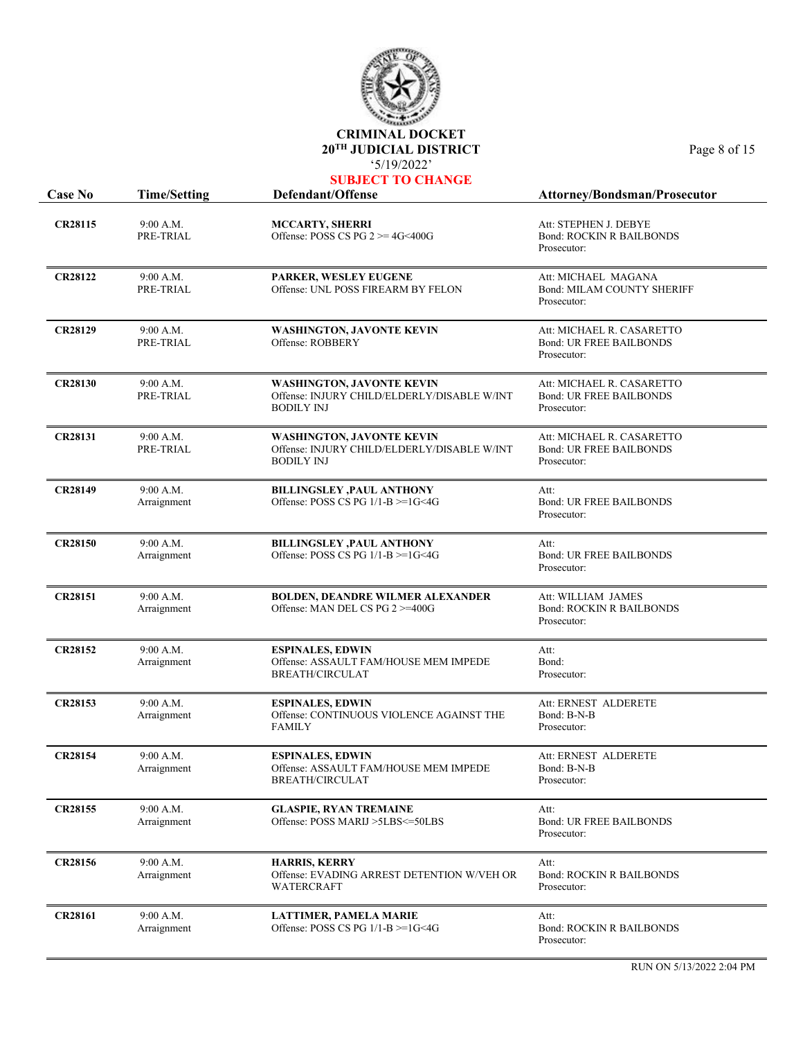# CRIMINAL DOCKET
## 20TH JUDICIAL DISTRICT
'5/19/2022'
**SUBJECT TO CHANGE**

| Case No | Time/Setting | Defendant/Offense | Attorney/Bondsman/Prosecutor |
|---|---|---|---|
| **CR28115** | 9:00 A.M.<br>PRE-TRIAL | **MCCARTY, SHERRI**<br>Offense: POSS CS PG 2 >= 4G<400G | Att: STEPHEN J. DEBYE<br>Bond: ROCKIN R BAILBONDS<br>Prosecutor: |
| **CR28122** | 9:00 A.M.<br>PRE-TRIAL | **PARKER, WESLEY EUGENE**<br>Offense: UNL POSS FIREARM BY FELON | Att: MICHAEL MAGANA<br>Bond: MILAM COUNTY SHERIFF<br>Prosecutor: |
| **CR28129** | 9:00 A.M.<br>PRE-TRIAL | **WASHINGTON, JAVONTE KEVIN**<br>Offense: ROBBERY | Att: MICHAEL R. CASARETTO<br>Bond: UR FREE BAILBONDS<br>Prosecutor: |
| **CR28130** | 9:00 A.M.<br>PRE-TRIAL | **WASHINGTON, JAVONTE KEVIN**<br>Offense: INJURY CHILD/ELDERLY/DISABLE W/INT BODILY INJ | Att: MICHAEL R. CASARETTO<br>Bond: UR FREE BAILBONDS<br>Prosecutor: |
| **CR28131** | 9:00 A.M.<br>PRE-TRIAL | **WASHINGTON, JAVONTE KEVIN**<br>Offense: INJURY CHILD/ELDERLY/DISABLE W/INT BODILY INJ | Att: MICHAEL R. CASARETTO<br>Bond: UR FREE BAILBONDS<br>Prosecutor: |
| **CR28149** | 9:00 A.M.<br>Arraignment | **BILLINGSLEY ,PAUL ANTHONY**<br>Offense: POSS CS PG 1/1-B >=1G<4G | Att:<br>Bond: UR FREE BAILBONDS<br>Prosecutor: |
| **CR28150** | 9:00 A.M.<br>Arraignment | **BILLINGSLEY ,PAUL ANTHONY**<br>Offense: POSS CS PG 1/1-B >=1G<4G | Att:<br>Bond: UR FREE BAILBONDS<br>Prosecutor: |
| **CR28151** | 9:00 A.M.<br>Arraignment | **BOLDEN, DEANDRE WILMER ALEXANDER**<br>Offense: MAN DEL CS PG 2 >=400G | Att: WILLIAM JAMES<br>Bond: ROCKIN R BAILBONDS<br>Prosecutor: |
| **CR28152** | 9:00 A.M.<br>Arraignment | **ESPINALES, EDWIN**<br>Offense: ASSAULT FAM/HOUSE MEM IMPEDE BREATH/CIRCULAT | Att:<br>Bond:<br>Prosecutor: |
| **CR28153** | 9:00 A.M.<br>Arraignment | **ESPINALES, EDWIN**<br>Offense: CONTINUOUS VIOLENCE AGAINST THE FAMILY | Att: ERNEST ALDERETE<br>Bond: B-N-B<br>Prosecutor: |
| **CR28154** | 9:00 A.M.<br>Arraignment | **ESPINALES, EDWIN**<br>Offense: ASSAULT FAM/HOUSE MEM IMPEDE BREATH/CIRCULAT | Att: ERNEST ALDERETE<br>Bond: B-N-B<br>Prosecutor: |
| **CR28155** | 9:00 A.M.<br>Arraignment | **GLASPIE, RYAN TREMAINE**<br>Offense: POSS MARIJ >5LBS<=50LBS | Att:<br>Bond: UR FREE BAILBONDS<br>Prosecutor: |
| **CR28156** | 9:00 A.M.<br>Arraignment | **HARRIS, KERRY**<br>Offense: EVADING ARREST DETENTION W/VEH OR WATERCRAFT | Att:<br>Bond: ROCKIN R BAILBONDS<br>Prosecutor: |
| **CR28161** | 9:00 A.M.<br>Arraignment | **LATTIMER, PAMELA MARIE**<br>Offense: POSS CS PG 1/1-B >=1G<4G | Att:<br>Bond: ROCKIN R BAILBONDS<br>Prosecutor: |

RUN ON 5/13/2022 2:04 PM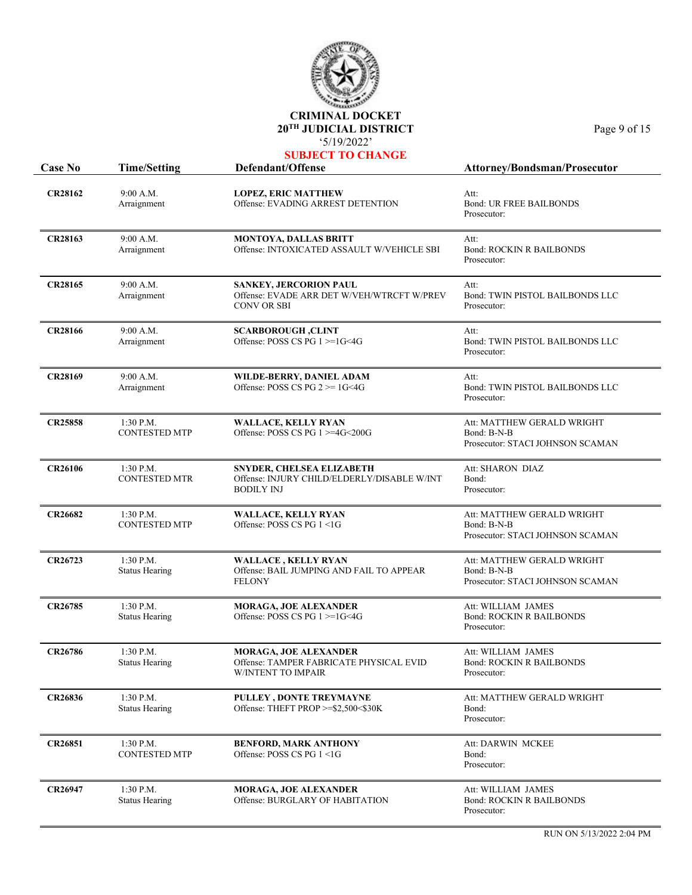# CRIMINAL DOCKET
## 20TH JUDICIAL DISTRICT
'5/19/2022'

**SUBJECT TO CHANGE**

| Case No | Time/Setting | Defendant/Offense | Attorney/Bondsman/Prosecutor |
|---|---|---|---|
| **CR28162** | 9:00 A.M.<br>Arraignment | **LOPEZ, ERIC MATTHEW**<br>Offense: EVADING ARREST DETENTION | Att:<br>Bond: UR FREE BAILBONDS<br>Prosecutor: |
| **CR28163** | 9:00 A.M.<br>Arraignment | **MONTOYA, DALLAS BRITT**<br>Offense: INTOXICATED ASSAULT W/VEHICLE SBI | Att:<br>Bond: ROCKIN R BAILBONDS<br>Prosecutor: |
| **CR28165** | 9:00 A.M.<br>Arraignment | **SANKEY, JERCORION PAUL**<br>Offense: EVADE ARR DET W/VEH/WTRCFT W/PREV CONV OR SBI | Att:<br>Bond: TWIN PISTOL BAILBONDS LLC<br>Prosecutor: |
| **CR28166** | 9:00 A.M.<br>Arraignment | **SCARBOROUGH ,CLINT**<br>Offense: POSS CS PG 1 >=1G<4G | Att:<br>Bond: TWIN PISTOL BAILBONDS LLC<br>Prosecutor: |
| **CR28169** | 9:00 A.M.<br>Arraignment | **WILDE-BERRY, DANIEL ADAM**<br>Offense: POSS CS PG 2 >= 1G<4G | Att:<br>Bond: TWIN PISTOL BAILBONDS LLC<br>Prosecutor: |
| **CR25858** | 1:30 P.M.<br>CONTESTED MTP | **WALLACE, KELLY RYAN**<br>Offense: POSS CS PG 1 >=4G<200G | Att: MATTHEW GERALD WRIGHT<br>Bond: B-N-B<br>Prosecutor: STACI JOHNSON SCAMAN |
| **CR26106** | 1:30 P.M.<br>CONTESTED MTR | **SNYDER, CHELSEA ELIZABETH**<br>Offense: INJURY CHILD/ELDERLY/DISABLE W/INT BODILY INJ | Att: SHARON DIAZ<br>Bond:<br>Prosecutor: |
| **CR26682** | 1:30 P.M.<br>CONTESTED MTP | **WALLACE, KELLY RYAN**<br>Offense: POSS CS PG 1 <1G | Att: MATTHEW GERALD WRIGHT<br>Bond: B-N-B<br>Prosecutor: STACI JOHNSON SCAMAN |
| **CR26723** | 1:30 P.M.<br>Status Hearing | **WALLACE , KELLY RYAN**<br>Offense: BAIL JUMPING AND FAIL TO APPEAR FELONY | Att: MATTHEW GERALD WRIGHT<br>Bond: B-N-B<br>Prosecutor: STACI JOHNSON SCAMAN |
| **CR26785** | 1:30 P.M.<br>Status Hearing | **MORAGA, JOE ALEXANDER**<br>Offense: POSS CS PG 1 >=1G<4G | Att: WILLIAM JAMES<br>Bond: ROCKIN R BAILBONDS<br>Prosecutor: |
| **CR26786** | 1:30 P.M.<br>Status Hearing | **MORAGA, JOE ALEXANDER**<br>Offense: TAMPER FABRICATE PHYSICAL EVID W/INTENT TO IMPAIR | Att: WILLIAM JAMES<br>Bond: ROCKIN R BAILBONDS<br>Prosecutor: |
| **CR26836** | 1:30 P.M.<br>Status Hearing | **PULLEY , DONTE TREYMAYNE**<br>Offense: THEFT PROP >=$2,500<$30K | Att: MATTHEW GERALD WRIGHT<br>Bond:<br>Prosecutor: |
| **CR26851** | 1:30 P.M.<br>CONTESTED MTP | **BENFORD, MARK ANTHONY**<br>Offense: POSS CS PG 1 <1G | Att: DARWIN MCKEE<br>Bond:<br>Prosecutor: |
| **CR26947** | 1:30 P.M.<br>Status Hearing | **MORAGA, JOE ALEXANDER**<br>Offense: BURGLARY OF HABITATION | Att: WILLIAM JAMES<br>Bond: ROCKIN R BAILBONDS<br>Prosecutor: |

RUN ON 5/13/2022 2:04 PM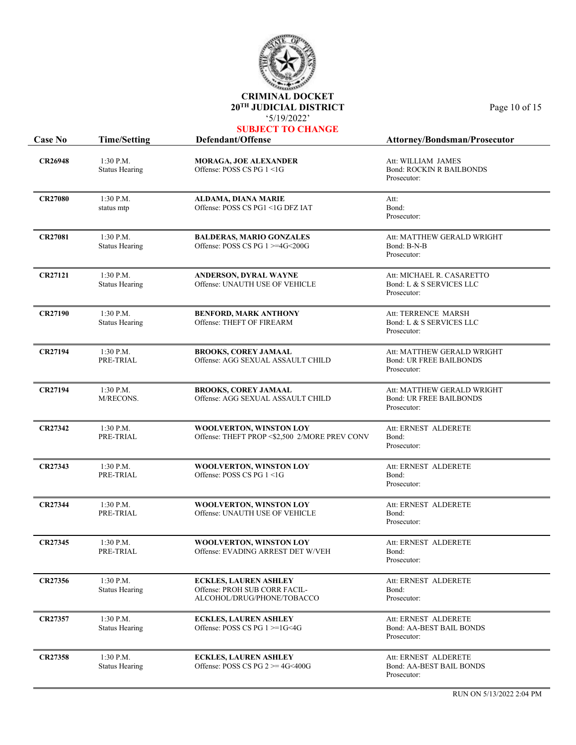# CRIMINAL DOCKET
## 20TH JUDICIAL DISTRICT
'5/19/2022'

**SUBJECT TO CHANGE**

| Case No | Time/Setting | Defendant/Offense | Attorney/Bondsman/Prosecutor |
|---|---|---|---|
| **CR26948** | 1:30 P.M.<br>Status Hearing | **MORAGA, JOE ALEXANDER**<br>Offense: POSS CS PG 1 <1G | Att: WILLIAM JAMES<br>Bond: ROCKIN R BAILBONDS<br>Prosecutor: |
| **CR27080** | 1:30 P.M.<br>status mtp | **ALDAMA, DIANA MARIE**<br>Offense: POSS CS PG1 <1G DFZ IAT | Att:<br>Bond:<br>Prosecutor: |
| **CR27081** | 1:30 P.M.<br>Status Hearing | **BALDERAS, MARIO GONZALES**<br>Offense: POSS CS PG 1 >=4G<200G | Att: MATTHEW GERALD WRIGHT<br>Bond: B-N-B<br>Prosecutor: |
| **CR27121** | 1:30 P.M.<br>Status Hearing | **ANDERSON, DYRAL WAYNE**<br>Offense: UNAUTH USE OF VEHICLE | Att: MICHAEL R. CASARETTO<br>Bond: L & S SERVICES LLC<br>Prosecutor: |
| **CR27190** | 1:30 P.M.<br>Status Hearing | **BENFORD, MARK ANTHONY**<br>Offense: THEFT OF FIREARM | Att: TERRENCE MARSH<br>Bond: L & S SERVICES LLC<br>Prosecutor: |
| **CR27194** | 1:30 P.M.<br>PRE-TRIAL | **BROOKS, COREY JAMAAL**<br>Offense: AGG SEXUAL ASSAULT CHILD | Att: MATTHEW GERALD WRIGHT<br>Bond: UR FREE BAILBONDS<br>Prosecutor: |
| **CR27194** | 1:30 P.M.<br>M/RECONS. | **BROOKS, COREY JAMAAL**<br>Offense: AGG SEXUAL ASSAULT CHILD | Att: MATTHEW GERALD WRIGHT<br>Bond: UR FREE BAILBONDS<br>Prosecutor: |
| **CR27342** | 1:30 P.M.<br>PRE-TRIAL | **WOOLVERTON, WINSTON LOY**<br>Offense: THEFT PROP <$2,500 2/MORE PREV CONV | Att: ERNEST ALDERETE<br>Bond:<br>Prosecutor: |
| **CR27343** | 1:30 P.M.<br>PRE-TRIAL | **WOOLVERTON, WINSTON LOY**<br>Offense: POSS CS PG 1 <1G | Att: ERNEST ALDERETE<br>Bond:<br>Prosecutor: |
| **CR27344** | 1:30 P.M.<br>PRE-TRIAL | **WOOLVERTON, WINSTON LOY**<br>Offense: UNAUTH USE OF VEHICLE | Att: ERNEST ALDERETE<br>Bond:<br>Prosecutor: |
| **CR27345** | 1:30 P.M.<br>PRE-TRIAL | **WOOLVERTON, WINSTON LOY**<br>Offense: EVADING ARREST DET W/VEH | Att: ERNEST ALDERETE<br>Bond:<br>Prosecutor: |
| **CR27356** | 1:30 P.M.<br>Status Hearing | **ECKLES, LAUREN ASHLEY**<br>Offense: PROH SUB CORR FACIL-ALCOHOL/DRUG/PHONE/TOBACCO | Att: ERNEST ALDERETE<br>Bond:<br>Prosecutor: |
| **CR27357** | 1:30 P.M.<br>Status Hearing | **ECKLES, LAUREN ASHLEY**<br>Offense: POSS CS PG 1 >=1G<4G | Att: ERNEST ALDERETE<br>Bond: AA-BEST BAIL BONDS<br>Prosecutor: |
| **CR27358** | 1:30 P.M.<br>Status Hearing | **ECKLES, LAUREN ASHLEY**<br>Offense: POSS CS PG 2 >= 4G<400G | Att: ERNEST ALDERETE<br>Bond: AA-BEST BAIL BONDS<br>Prosecutor: |

RUN ON 5/13/2022 2:04 PM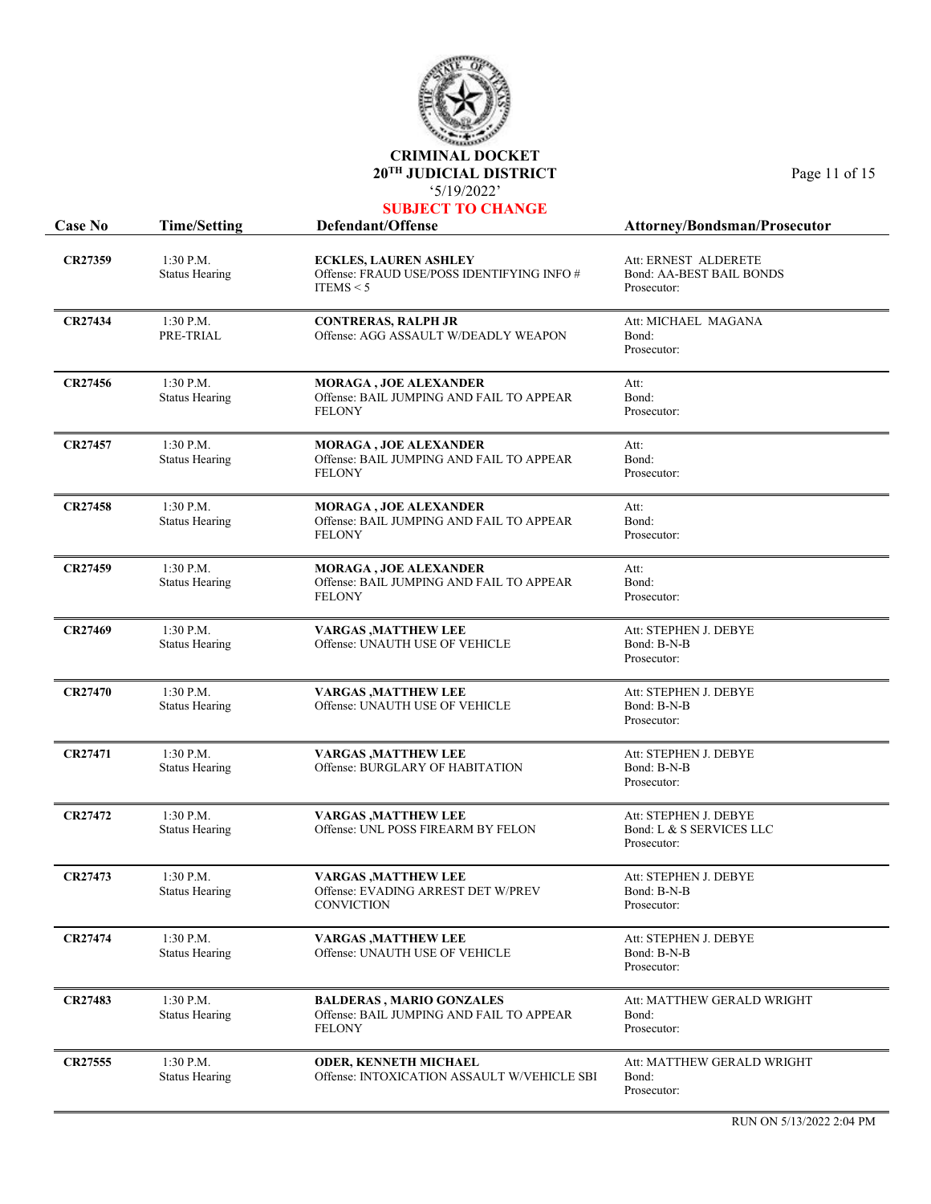# CRIMINAL DOCKET
## 20TH JUDICIAL DISTRICT
'5/19/2022'

**SUBJECT TO CHANGE**

| Case No | Time/Setting | Defendant/Offense | Attorney/Bondsman/Prosecutor |
|---|---|---|---|
| **CR27359** | 1:30 P.M.<br>Status Hearing | **ECKLES, LAUREN ASHLEY**<br>Offense: FRAUD USE/POSS IDENTIFYING INFO # ITEMS < 5 | Att: ERNEST ALDERETE<br>Bond: AA-BEST BAIL BONDS<br>Prosecutor: |
| **CR27434** | 1:30 P.M.<br>PRE-TRIAL | **CONTRERAS, RALPH JR**<br>Offense: AGG ASSAULT W/DEADLY WEAPON | Att: MICHAEL MAGANA<br>Bond:<br>Prosecutor: |
| **CR27456** | 1:30 P.M.<br>Status Hearing | **MORAGA , JOE ALEXANDER**<br>Offense: BAIL JUMPING AND FAIL TO APPEAR FELONY | Att:<br>Bond:<br>Prosecutor: |
| **CR27457** | 1:30 P.M.<br>Status Hearing | **MORAGA , JOE ALEXANDER**<br>Offense: BAIL JUMPING AND FAIL TO APPEAR FELONY | Att:<br>Bond:<br>Prosecutor: |
| **CR27458** | 1:30 P.M.<br>Status Hearing | **MORAGA , JOE ALEXANDER**<br>Offense: BAIL JUMPING AND FAIL TO APPEAR FELONY | Att:<br>Bond:<br>Prosecutor: |
| **CR27459** | 1:30 P.M.<br>Status Hearing | **MORAGA , JOE ALEXANDER**<br>Offense: BAIL JUMPING AND FAIL TO APPEAR FELONY | Att:<br>Bond:<br>Prosecutor: |
| **CR27469** | 1:30 P.M.<br>Status Hearing | **VARGAS ,MATTHEW LEE**<br>Offense: UNAUTH USE OF VEHICLE | Att: STEPHEN J. DEBYE<br>Bond: B-N-B<br>Prosecutor: |
| **CR27470** | 1:30 P.M.<br>Status Hearing | **VARGAS ,MATTHEW LEE**<br>Offense: UNAUTH USE OF VEHICLE | Att: STEPHEN J. DEBYE<br>Bond: B-N-B<br>Prosecutor: |
| **CR27471** | 1:30 P.M.<br>Status Hearing | **VARGAS ,MATTHEW LEE**<br>Offense: BURGLARY OF HABITATION | Att: STEPHEN J. DEBYE<br>Bond: B-N-B<br>Prosecutor: |
| **CR27472** | 1:30 P.M.<br>Status Hearing | **VARGAS ,MATTHEW LEE**<br>Offense: UNL POSS FIREARM BY FELON | Att: STEPHEN J. DEBYE<br>Bond: L & S SERVICES LLC<br>Prosecutor: |
| **CR27473** | 1:30 P.M.<br>Status Hearing | **VARGAS ,MATTHEW LEE**<br>Offense: EVADING ARREST DET W/PREV CONVICTION | Att: STEPHEN J. DEBYE<br>Bond: B-N-B<br>Prosecutor: |
| **CR27474** | 1:30 P.M.<br>Status Hearing | **VARGAS ,MATTHEW LEE**<br>Offense: UNAUTH USE OF VEHICLE | Att: STEPHEN J. DEBYE<br>Bond: B-N-B<br>Prosecutor: |
| **CR27483** | 1:30 P.M.<br>Status Hearing | **BALDERAS , MARIO GONZALES**<br>Offense: BAIL JUMPING AND FAIL TO APPEAR FELONY | Att: MATTHEW GERALD WRIGHT<br>Bond:<br>Prosecutor: |
| **CR27555** | 1:30 P.M.<br>Status Hearing | **ODER, KENNETH MICHAEL**<br>Offense: INTOXICATION ASSAULT W/VEHICLE SBI | Att: MATTHEW GERALD WRIGHT<br>Bond:<br>Prosecutor: |

RUN ON 5/13/2022 2:04 PM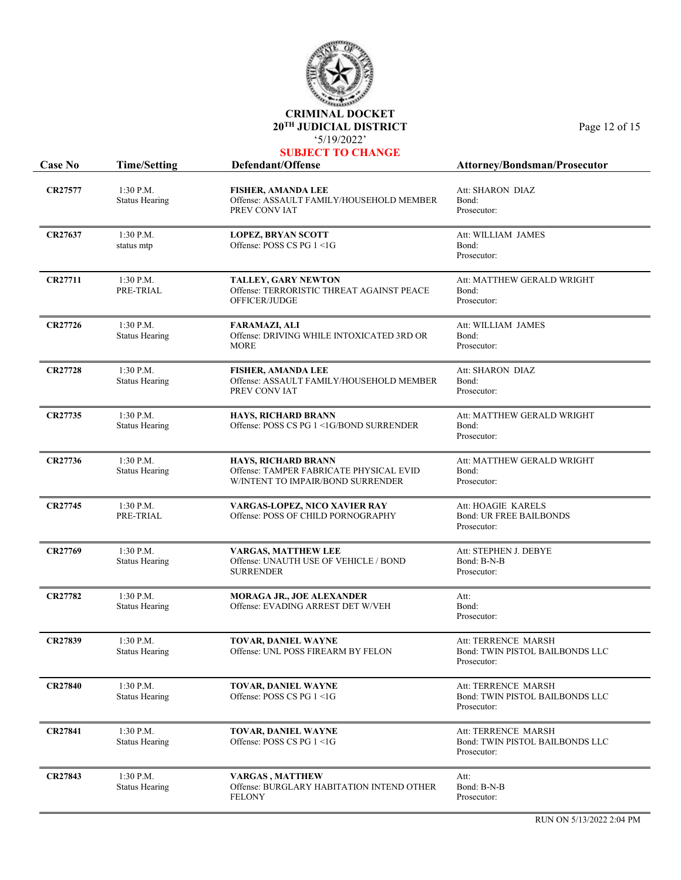# CRIMINAL DOCKET

## 20TH JUDICIAL DISTRICT

'5/19/2022'

**SUBJECT TO CHANGE**

| Case No | Time/Setting | Defendant/Offense | Attorney/Bondsman/Prosecutor |
|---|---|---|---|
| **CR27577** | 1:30 P.M.<br>Status Hearing | **FISHER, AMANDA LEE**<br>Offense: ASSAULT FAMILY/HOUSEHOLD MEMBER PREV CONV IAT | Att: SHARON DIAZ<br>Bond:<br>Prosecutor: |
| **CR27637** | 1:30 P.M.<br>status mtp | **LOPEZ, BRYAN SCOTT**<br>Offense: POSS CS PG 1 <1G | Att: WILLIAM JAMES<br>Bond:<br>Prosecutor: |
| **CR27711** | 1:30 P.M.<br>PRE-TRIAL | **TALLEY, GARY NEWTON**<br>Offense: TERRORISTIC THREAT AGAINST PEACE OFFICER/JUDGE | Att: MATTHEW GERALD WRIGHT<br>Bond:<br>Prosecutor: |
| **CR27726** | 1:30 P.M.<br>Status Hearing | **FARAMAZI, ALI**<br>Offense: DRIVING WHILE INTOXICATED 3RD OR MORE | Att: WILLIAM JAMES<br>Bond:<br>Prosecutor: |
| **CR27728** | 1:30 P.M.<br>Status Hearing | **FISHER, AMANDA LEE**<br>Offense: ASSAULT FAMILY/HOUSEHOLD MEMBER PREV CONV IAT | Att: SHARON DIAZ<br>Bond:<br>Prosecutor: |
| **CR27735** | 1:30 P.M.<br>Status Hearing | **HAYS, RICHARD BRANN**<br>Offense: POSS CS PG 1 <1G/BOND SURRENDER | Att: MATTHEW GERALD WRIGHT<br>Bond:<br>Prosecutor: |
| **CR27736** | 1:30 P.M.<br>Status Hearing | **HAYS, RICHARD BRANN**<br>Offense: TAMPER FABRICATE PHYSICAL EVID W/INTENT TO IMPAIR/BOND SURRENDER | Att: MATTHEW GERALD WRIGHT<br>Bond:<br>Prosecutor: |
| **CR27745** | 1:30 P.M.<br>PRE-TRIAL | **VARGAS-LOPEZ, NICO XAVIER RAY**<br>Offense: POSS OF CHILD PORNOGRAPHY | Att: HOAGIE KARELS<br>Bond: UR FREE BAILBONDS<br>Prosecutor: |
| **CR27769** | 1:30 P.M.<br>Status Hearing | **VARGAS, MATTHEW LEE**<br>Offense: UNAUTH USE OF VEHICLE / BOND SURRENDER | Att: STEPHEN J. DEBYE<br>Bond: B-N-B<br>Prosecutor: |
| **CR27782** | 1:30 P.M.<br>Status Hearing | **MORAGA JR., JOE ALEXANDER**<br>Offense: EVADING ARREST DET W/VEH | Att:<br>Bond:<br>Prosecutor: |
| **CR27839** | 1:30 P.M.<br>Status Hearing | **TOVAR, DANIEL WAYNE**<br>Offense: UNL POSS FIREARM BY FELON | Att: TERRENCE MARSH<br>Bond: TWIN PISTOL BAILBONDS LLC<br>Prosecutor: |
| **CR27840** | 1:30 P.M.<br>Status Hearing | **TOVAR, DANIEL WAYNE**<br>Offense: POSS CS PG 1 <1G | Att: TERRENCE MARSH<br>Bond: TWIN PISTOL BAILBONDS LLC<br>Prosecutor: |
| **CR27841** | 1:30 P.M.<br>Status Hearing | **TOVAR, DANIEL WAYNE**<br>Offense: POSS CS PG 1 <1G | Att: TERRENCE MARSH<br>Bond: TWIN PISTOL BAILBONDS LLC<br>Prosecutor: |
| **CR27843** | 1:30 P.M.<br>Status Hearing | **VARGAS , MATTHEW**<br>Offense: BURGLARY HABITATION INTEND OTHER FELONY | Att:<br>Bond: B-N-B<br>Prosecutor: |

RUN ON 5/13/2022 2:04 PM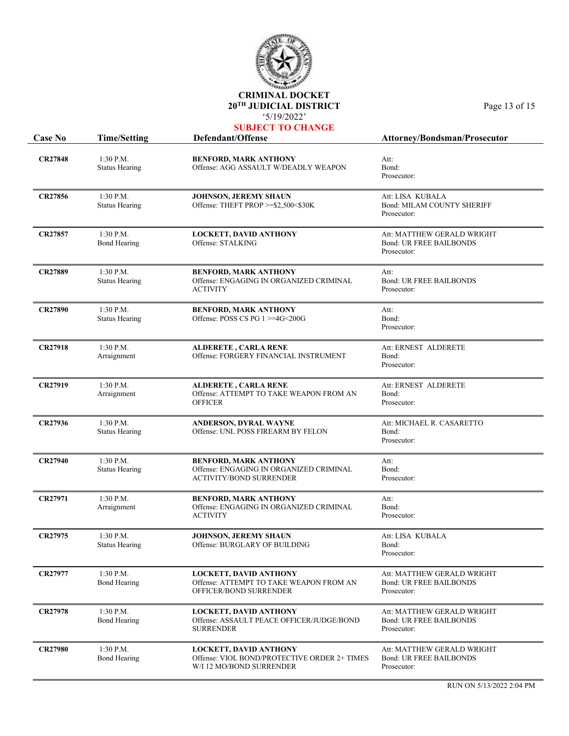# CRIMINAL DOCKET

## 20TH JUDICIAL DISTRICT

'5/19/2022'

**SUBJECT TO CHANGE**

| Case No | Time/Setting | Defendant/Offense | Attorney/Bondsman/Prosecutor |
|---|---|---|---|
| **CR27848** | 1:30 P.M.<br>Status Hearing | **BENFORD, MARK ANTHONY**<br>Offense: AGG ASSAULT W/DEADLY WEAPON | Att:<br>Bond:<br>Prosecutor: |
| **CR27856** | 1:30 P.M.<br>Status Hearing | **JOHNSON, JEREMY SHAUN**<br>Offense: THEFT PROP >=$2,500<$30K | Att: LISA KUBALA<br>Bond: MILAM COUNTY SHERIFF<br>Prosecutor: |
| **CR27857** | 1:30 P.M.<br>Bond Hearing | **LOCKETT, DAVID ANTHONY**<br>Offense: STALKING | Att: MATTHEW GERALD WRIGHT<br>Bond: UR FREE BAILBONDS<br>Prosecutor: |
| **CR27889** | 1:30 P.M.<br>Status Hearing | **BENFORD, MARK ANTHONY**<br>Offense: ENGAGING IN ORGANIZED CRIMINAL ACTIVITY | Att:<br>Bond: UR FREE BAILBONDS<br>Prosecutor: |
| **CR27890** | 1:30 P.M.<br>Status Hearing | **BENFORD, MARK ANTHONY**<br>Offense: POSS CS PG 1 >=4G<200G | Att:<br>Bond:<br>Prosecutor: |
| **CR27918** | 1:30 P.M.<br>Arraignment | **ALDERETE , CARLA RENE**<br>Offense: FORGERY FINANCIAL INSTRUMENT | Att: ERNEST ALDERETE<br>Bond:<br>Prosecutor: |
| **CR27919** | 1:30 P.M.<br>Arraignment | **ALDERETE , CARLA RENE**<br>Offense: ATTEMPT TO TAKE WEAPON FROM AN OFFICER | Att: ERNEST ALDERETE<br>Bond:<br>Prosecutor: |
| **CR27936** | 1:30 P.M.<br>Status Hearing | **ANDERSON, DYRAL WAYNE**<br>Offense: UNL POSS FIREARM BY FELON | Att: MICHAEL R. CASARETTO<br>Bond:<br>Prosecutor: |
| **CR27940** | 1:30 P.M.<br>Status Hearing | **BENFORD, MARK ANTHONY**<br>Offense: ENGAGING IN ORGANIZED CRIMINAL ACTIVITY/BOND SURRENDER | Att:<br>Bond:<br>Prosecutor: |
| **CR27971** | 1:30 P.M.<br>Arraignment | **BENFORD, MARK ANTHONY**<br>Offense: ENGAGING IN ORGANIZED CRIMINAL ACTIVITY | Att:<br>Bond:<br>Prosecutor: |
| **CR27975** | 1:30 P.M.<br>Status Hearing | **JOHNSON, JEREMY SHAUN**<br>Offense: BURGLARY OF BUILDING | Att: LISA KUBALA<br>Bond:<br>Prosecutor: |
| **CR27977** | 1:30 P.M.<br>Bond Hearing | **LOCKETT, DAVID ANTHONY**<br>Offense: ATTEMPT TO TAKE WEAPON FROM AN OFFICER/BOND SURRENDER | Att: MATTHEW GERALD WRIGHT<br>Bond: UR FREE BAILBONDS<br>Prosecutor: |
| **CR27978** | 1:30 P.M.<br>Bond Hearing | **LOCKETT, DAVID ANTHONY**<br>Offense: ASSAULT PEACE OFFICER/JUDGE/BOND SURRENDER | Att: MATTHEW GERALD WRIGHT<br>Bond: UR FREE BAILBONDS<br>Prosecutor: |
| **CR27980** | 1:30 P.M.<br>Bond Hearing | **LOCKETT, DAVID ANTHONY**<br>Offense: VIOL BOND/PROTECTIVE ORDER 2+ TIMES W/I 12 MO/BOND SURRENDER | Att: MATTHEW GERALD WRIGHT<br>Bond: UR FREE BAILBONDS<br>Prosecutor: |

RUN ON 5/13/2022 2:04 PM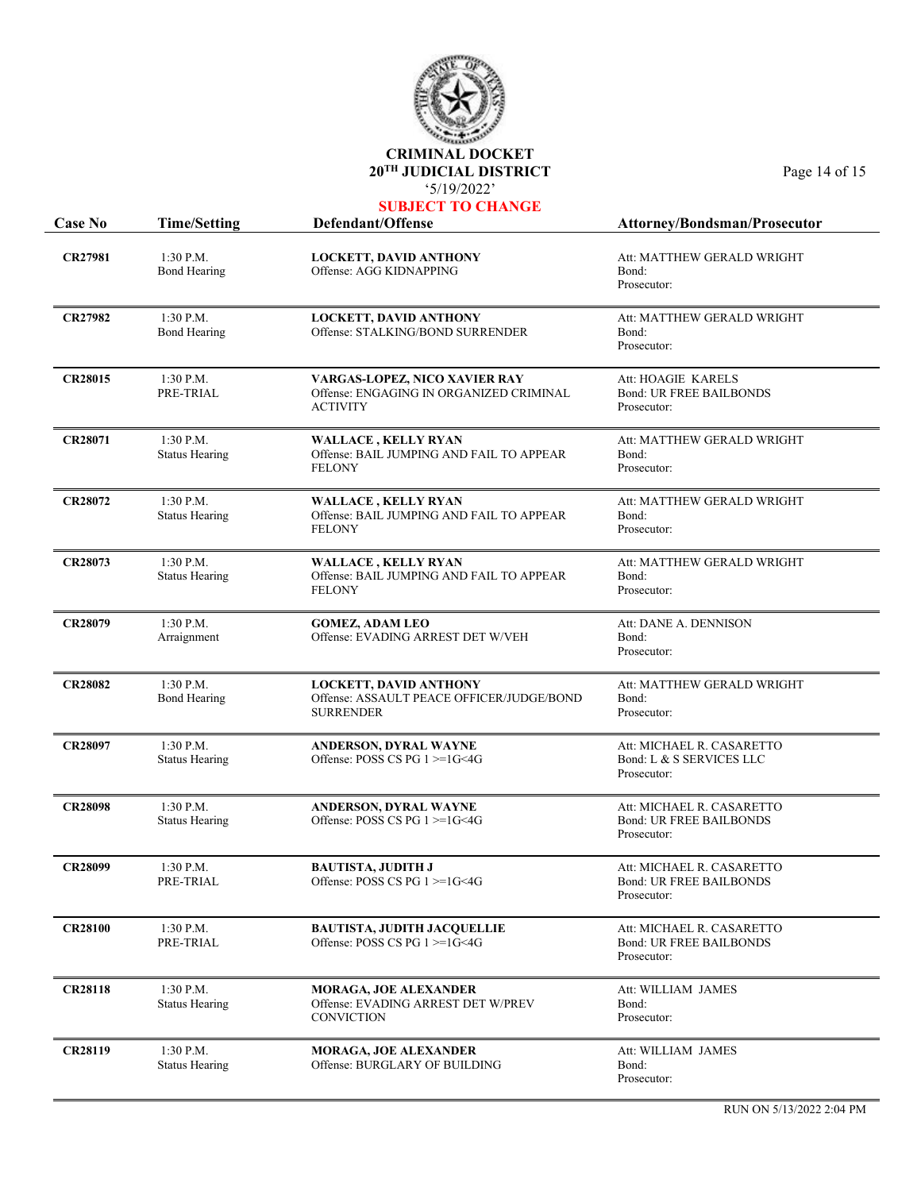**CRIMINAL DOCKET**
**20TH JUDICIAL DISTRICT**
'5/19/2022'
**SUBJECT TO CHANGE**

| Case No | Time/Setting | Defendant/Offense | Attorney/Bondsman/Prosecutor |
|---|---|---|---|
| **CR27981** | 1:30 P.M.<br>Bond Hearing | **LOCKETT, DAVID ANTHONY**<br>Offense: AGG KIDNAPPING | Att: MATTHEW GERALD WRIGHT<br>Bond:<br>Prosecutor: |
| **CR27982** | 1:30 P.M.<br>Bond Hearing | **LOCKETT, DAVID ANTHONY**<br>Offense: STALKING/BOND SURRENDER | Att: MATTHEW GERALD WRIGHT<br>Bond:<br>Prosecutor: |
| **CR28015** | 1:30 P.M.<br>PRE-TRIAL | **VARGAS-LOPEZ, NICO XAVIER RAY**<br>Offense: ENGAGING IN ORGANIZED CRIMINAL ACTIVITY | Att: HOAGIE KARELS<br>Bond: UR FREE BAILBONDS<br>Prosecutor: |
| **CR28071** | 1:30 P.M.<br>Status Hearing | **WALLACE , KELLY RYAN**<br>Offense: BAIL JUMPING AND FAIL TO APPEAR FELONY | Att: MATTHEW GERALD WRIGHT<br>Bond:<br>Prosecutor: |
| **CR28072** | 1:30 P.M.<br>Status Hearing | **WALLACE , KELLY RYAN**<br>Offense: BAIL JUMPING AND FAIL TO APPEAR FELONY | Att: MATTHEW GERALD WRIGHT<br>Bond:<br>Prosecutor: |
| **CR28073** | 1:30 P.M.<br>Status Hearing | **WALLACE , KELLY RYAN**<br>Offense: BAIL JUMPING AND FAIL TO APPEAR FELONY | Att: MATTHEW GERALD WRIGHT<br>Bond:<br>Prosecutor: |
| **CR28079** | 1:30 P.M.<br>Arraignment | **GOMEZ, ADAM LEO**<br>Offense: EVADING ARREST DET W/VEH | Att: DANE A. DENNISON<br>Bond:<br>Prosecutor: |
| **CR28082** | 1:30 P.M.<br>Bond Hearing | **LOCKETT, DAVID ANTHONY**<br>Offense: ASSAULT PEACE OFFICER/JUDGE/BOND SURRENDER | Att: MATTHEW GERALD WRIGHT<br>Bond:<br>Prosecutor: |
| **CR28097** | 1:30 P.M.<br>Status Hearing | **ANDERSON, DYRAL WAYNE**<br>Offense: POSS CS PG 1 >=1G<4G | Att: MICHAEL R. CASARETTO<br>Bond: L & S SERVICES LLC<br>Prosecutor: |
| **CR28098** | 1:30 P.M.<br>Status Hearing | **ANDERSON, DYRAL WAYNE**<br>Offense: POSS CS PG 1 >=1G<4G | Att: MICHAEL R. CASARETTO<br>Bond: UR FREE BAILBONDS<br>Prosecutor: |
| **CR28099** | 1:30 P.M.<br>PRE-TRIAL | **BAUTISTA, JUDITH J**<br>Offense: POSS CS PG 1 >=1G<4G | Att: MICHAEL R. CASARETTO<br>Bond: UR FREE BAILBONDS<br>Prosecutor: |
| **CR28100** | 1:30 P.M.<br>PRE-TRIAL | **BAUTISTA, JUDITH JACQUELLIE**<br>Offense: POSS CS PG 1 >=1G<4G | Att: MICHAEL R. CASARETTO<br>Bond: UR FREE BAILBONDS<br>Prosecutor: |
| **CR28118** | 1:30 P.M.<br>Status Hearing | **MORAGA, JOE ALEXANDER**<br>Offense: EVADING ARREST DET W/PREV CONVICTION | Att: WILLIAM JAMES<br>Bond:<br>Prosecutor: |
| **CR28119** | 1:30 P.M.<br>Status Hearing | **MORAGA, JOE ALEXANDER**<br>Offense: BURGLARY OF BUILDING | Att: WILLIAM JAMES<br>Bond:<br>Prosecutor: |

RUN ON 5/13/2022 2:04 PM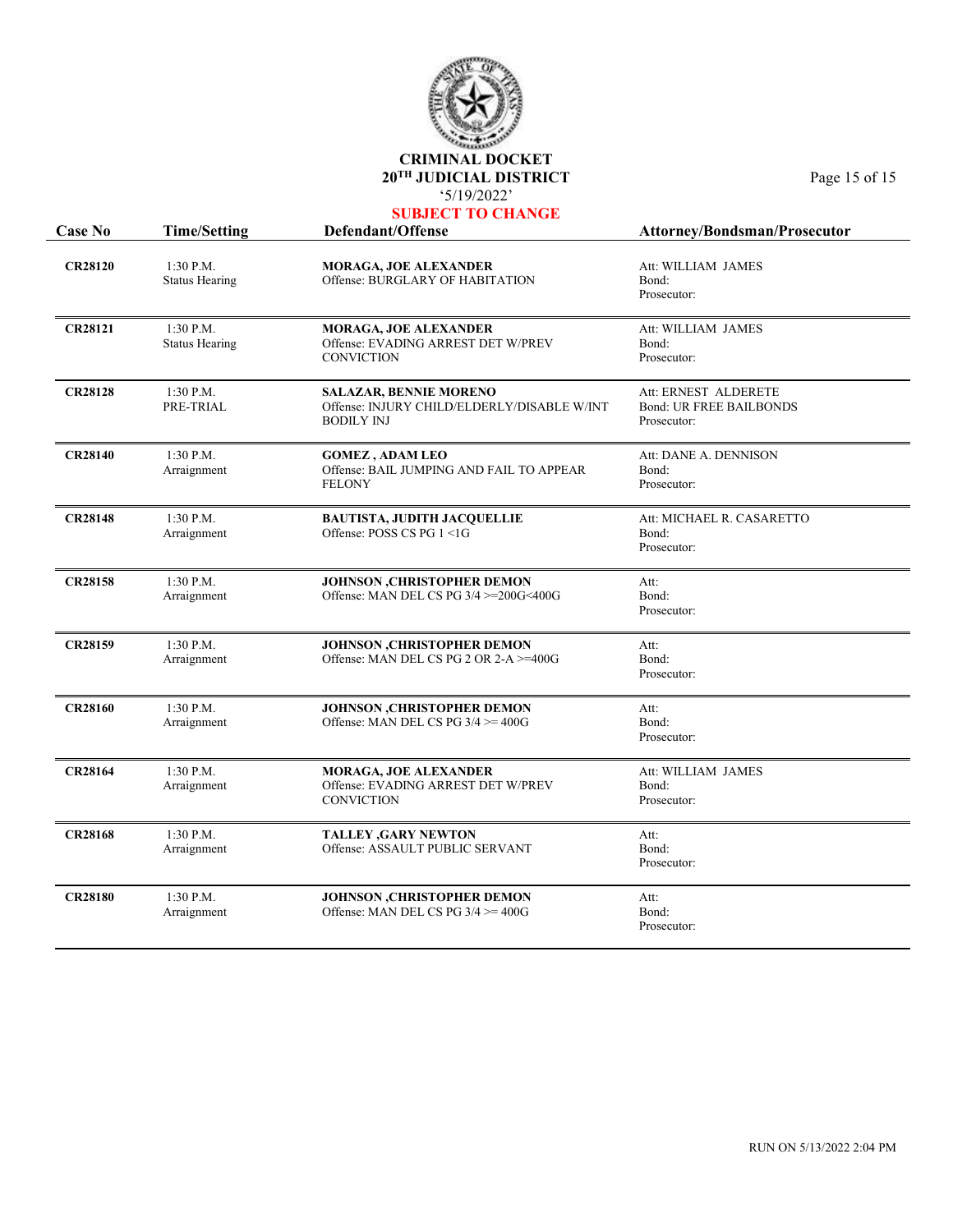**CRIMINAL DOCKET**
**20TH JUDICIAL DISTRICT**
'5/19/2022'
**SUBJECT TO CHANGE**

| Case No | Time/Setting | Defendant/Offense | Attorney/Bondsman/Prosecutor |
|---|---|---|---|
| **CR28120** | 1:30 P.M.<br>Status Hearing | **MORAGA, JOE ALEXANDER**<br>Offense: BURGLARY OF HABITATION | Att: WILLIAM JAMES<br>Bond:<br>Prosecutor: |
| **CR28121** | 1:30 P.M.<br>Status Hearing | **MORAGA, JOE ALEXANDER**<br>Offense: EVADING ARREST DET W/PREV CONVICTION | Att: WILLIAM JAMES<br>Bond:<br>Prosecutor: |
| **CR28128** | 1:30 P.M.<br>PRE-TRIAL | **SALAZAR, BENNIE MORENO**<br>Offense: INJURY CHILD/ELDERLY/DISABLE W/INT BODILY INJ | Att: ERNEST ALDERETE<br>Bond: UR FREE BAILBONDS<br>Prosecutor: |
| **CR28140** | 1:30 P.M.<br>Arraignment | **GOMEZ , ADAM LEO**<br>Offense: BAIL JUMPING AND FAIL TO APPEAR FELONY | Att: DANE A. DENNISON<br>Bond:<br>Prosecutor: |
| **CR28148** | 1:30 P.M.<br>Arraignment | **BAUTISTA, JUDITH JACQUELLIE**<br>Offense: POSS CS PG 1 <1G | Att: MICHAEL R. CASARETTO<br>Bond:<br>Prosecutor: |
| **CR28158** | 1:30 P.M.<br>Arraignment | **JOHNSON ,CHRISTOPHER DEMON**<br>Offense: MAN DEL CS PG 3/4 >=200G<400G | Att:<br>Bond:<br>Prosecutor: |
| **CR28159** | 1:30 P.M.<br>Arraignment | **JOHNSON ,CHRISTOPHER DEMON**<br>Offense: MAN DEL CS PG 2 OR 2-A >=400G | Att:<br>Bond:<br>Prosecutor: |
| **CR28160** | 1:30 P.M.<br>Arraignment | **JOHNSON ,CHRISTOPHER DEMON**<br>Offense: MAN DEL CS PG 3/4 >= 400G | Att:<br>Bond:<br>Prosecutor: |
| **CR28164** | 1:30 P.M.<br>Arraignment | **MORAGA, JOE ALEXANDER**<br>Offense: EVADING ARREST DET W/PREV CONVICTION | Att: WILLIAM JAMES<br>Bond:<br>Prosecutor: |
| **CR28168** | 1:30 P.M.<br>Arraignment | **TALLEY ,GARY NEWTON**<br>Offense: ASSAULT PUBLIC SERVANT | Att:<br>Bond:<br>Prosecutor: |
| **CR28180** | 1:30 P.M.<br>Arraignment | **JOHNSON ,CHRISTOPHER DEMON**<br>Offense: MAN DEL CS PG 3/4 >= 400G | Att:<br>Bond:<br>Prosecutor: |

RUN ON 5/13/2022 2:04 PM